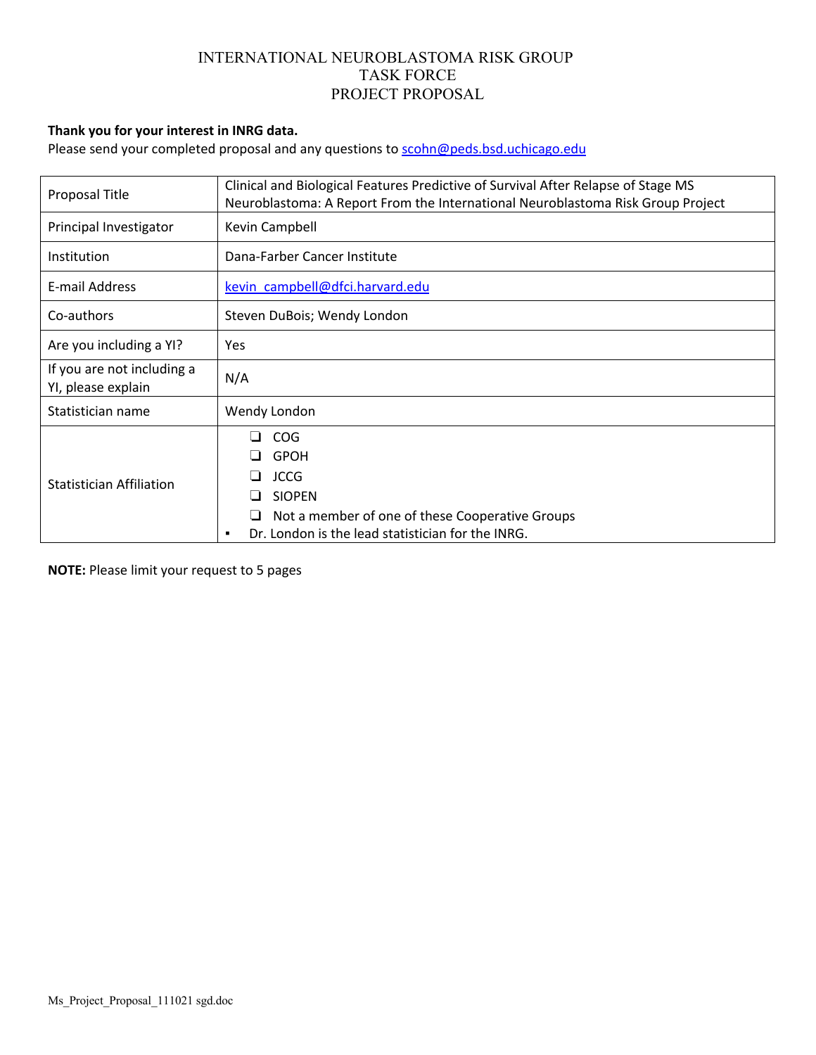# INTERNATIONAL NEUROBLASTOMA RISK GROUP
## TASK FORCE
## PROJECT PROPOSAL

**Thank you for your interest in INRG data.**
Please send your completed proposal and any questions to scohn@peds.bsd.uchicago.edu

| | |
|---|---|
| Proposal Title | Clinical and Biological Features Predictive of Survival After Relapse of Stage MS Neuroblastoma: A Report From the International Neuroblastoma Risk Group Project |
| Principal Investigator | Kevin Campbell |
| Institution | Dana-Farber Cancer Institute |
| E-mail Address | kevin_campbell@dfci.harvard.edu |
| Co-authors | Steven DuBois; Wendy London |
| Are you including a YI? | Yes |
| If you are not including a YI, please explain | N/A |
| Statistician name | Wendy London |
| Statistician Affiliation | ❑ COG<br>❑ GPOH<br>❑ JCCG<br>❑ SIOPEN<br>❑ Not a member of one of these Cooperative Groups<br>▪ Dr. London is the lead statistician for the INRG. |

**NOTE:** Please limit your request to 5 pages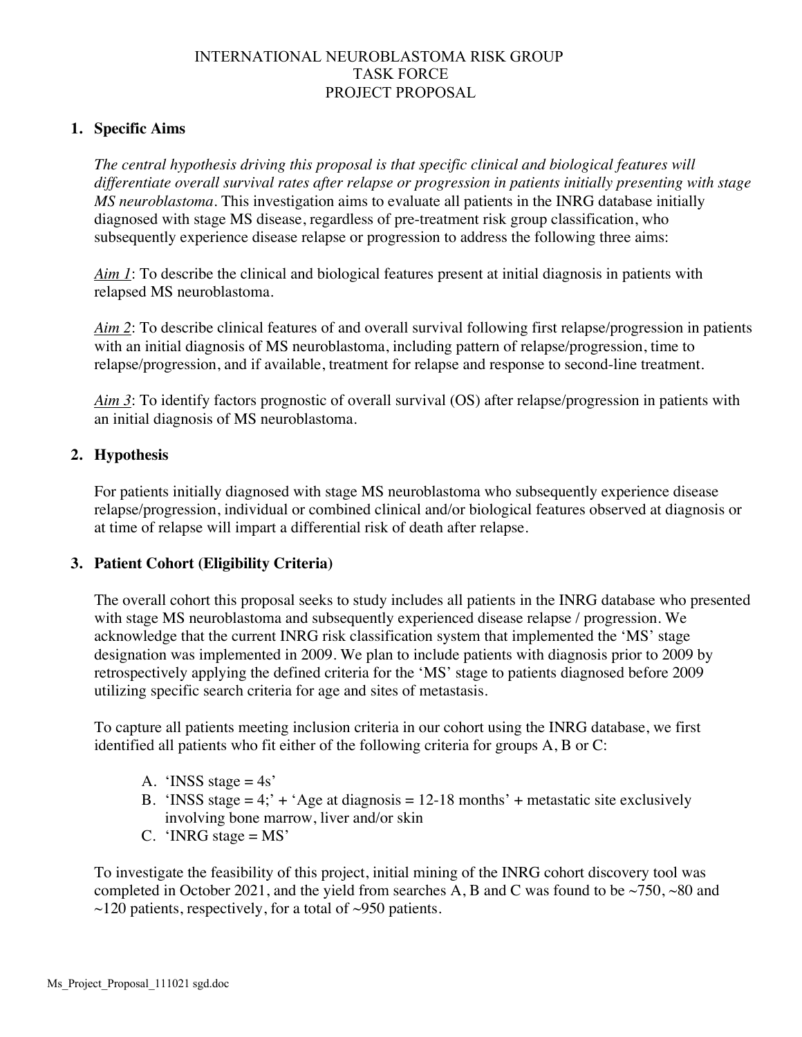INTERNATIONAL NEUROBLASTOMA RISK GROUP
TASK FORCE
PROJECT PROPOSAL

## 1. Specific Aims

*The central hypothesis driving this proposal is that specific clinical and biological features will differentiate overall survival rates after relapse or progression in patients initially presenting with stage MS neuroblastoma*. This investigation aims to evaluate all patients in the INRG database initially diagnosed with stage MS disease, regardless of pre-treatment risk group classification, who subsequently experience disease relapse or progression to address the following three aims:

*Aim 1*: To describe the clinical and biological features present at initial diagnosis in patients with relapsed MS neuroblastoma.

*Aim 2*: To describe clinical features of and overall survival following first relapse/progression in patients with an initial diagnosis of MS neuroblastoma, including pattern of relapse/progression, time to relapse/progression, and if available, treatment for relapse and response to second-line treatment.

*Aim 3*: To identify factors prognostic of overall survival (OS) after relapse/progression in patients with an initial diagnosis of MS neuroblastoma.

## 2. Hypothesis

For patients initially diagnosed with stage MS neuroblastoma who subsequently experience disease relapse/progression, individual or combined clinical and/or biological features observed at diagnosis or at time of relapse will impart a differential risk of death after relapse.

## 3. Patient Cohort (Eligibility Criteria)

The overall cohort this proposal seeks to study includes all patients in the INRG database who presented with stage MS neuroblastoma and subsequently experienced disease relapse / progression. We acknowledge that the current INRG risk classification system that implemented the 'MS' stage designation was implemented in 2009. We plan to include patients with diagnosis prior to 2009 by retrospectively applying the defined criteria for the 'MS' stage to patients diagnosed before 2009 utilizing specific search criteria for age and sites of metastasis.

To capture all patients meeting inclusion criteria in our cohort using the INRG database, we first identified all patients who fit either of the following criteria for groups A, B or C:

A. 'INSS stage = 4s'
B. 'INSS stage = 4;' + 'Age at diagnosis = 12-18 months' + metastatic site exclusively involving bone marrow, liver and/or skin
C. 'INRG stage = MS'

To investigate the feasibility of this project, initial mining of the INRG cohort discovery tool was completed in October 2021, and the yield from searches A, B and C was found to be ~750, ~80 and ~120 patients, respectively, for a total of ~950 patients.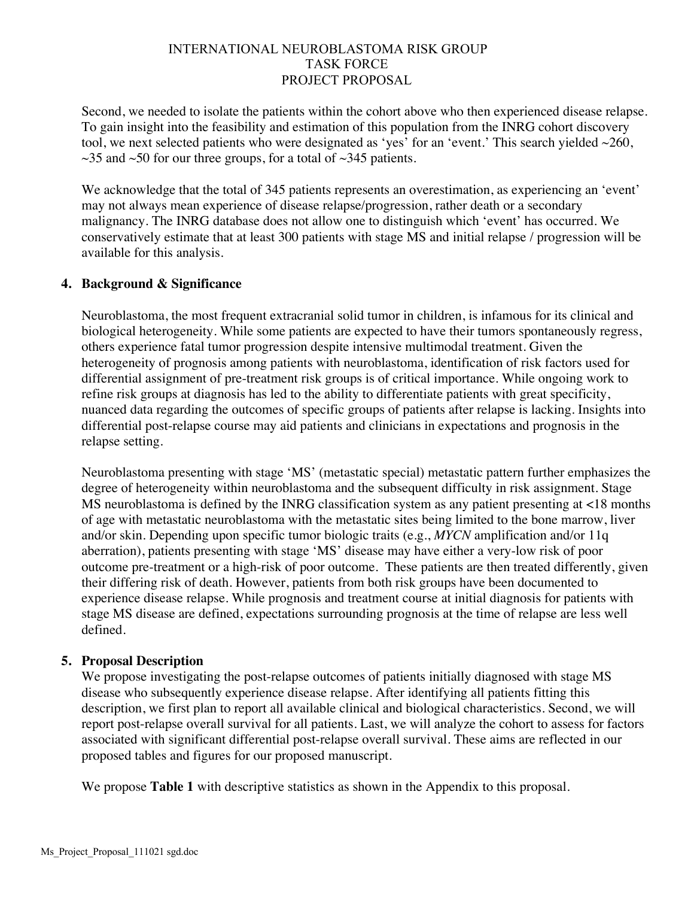Second, we needed to isolate the patients within the cohort above who then experienced disease relapse. To gain insight into the feasibility and estimation of this population from the INRG cohort discovery tool, we next selected patients who were designated as 'yes' for an 'event.' This search yielded ~260, ~35 and ~50 for our three groups, for a total of ~345 patients.

We acknowledge that the total of 345 patients represents an overestimation, as experiencing an 'event' may not always mean experience of disease relapse/progression, rather death or a secondary malignancy. The INRG database does not allow one to distinguish which 'event' has occurred. We conservatively estimate that at least 300 patients with stage MS and initial relapse / progression will be available for this analysis.

## 4. Background & Significance

Neuroblastoma, the most frequent extracranial solid tumor in children, is infamous for its clinical and biological heterogeneity. While some patients are expected to have their tumors spontaneously regress, others experience fatal tumor progression despite intensive multimodal treatment. Given the heterogeneity of prognosis among patients with neuroblastoma, identification of risk factors used for differential assignment of pre-treatment risk groups is of critical importance. While ongoing work to refine risk groups at diagnosis has led to the ability to differentiate patients with great specificity, nuanced data regarding the outcomes of specific groups of patients after relapse is lacking. Insights into differential post-relapse course may aid patients and clinicians in expectations and prognosis in the relapse setting.

Neuroblastoma presenting with stage 'MS' (metastatic special) metastatic pattern further emphasizes the degree of heterogeneity within neuroblastoma and the subsequent difficulty in risk assignment. Stage MS neuroblastoma is defined by the INRG classification system as any patient presenting at <18 months of age with metastatic neuroblastoma with the metastatic sites being limited to the bone marrow, liver and/or skin. Depending upon specific tumor biologic traits (e.g., *MYCN* amplification and/or 11q aberration), patients presenting with stage 'MS' disease may have either a very-low risk of poor outcome pre-treatment or a high-risk of poor outcome. These patients are then treated differently, given their differing risk of death. However, patients from both risk groups have been documented to experience disease relapse. While prognosis and treatment course at initial diagnosis for patients with stage MS disease are defined, expectations surrounding prognosis at the time of relapse are less well defined.

## 5. Proposal Description

We propose investigating the post-relapse outcomes of patients initially diagnosed with stage MS disease who subsequently experience disease relapse. After identifying all patients fitting this description, we first plan to report all available clinical and biological characteristics. Second, we will report post-relapse overall survival for all patients. Last, we will analyze the cohort to assess for factors associated with significant differential post-relapse overall survival. These aims are reflected in our proposed tables and figures for our proposed manuscript.

We propose **Table 1** with descriptive statistics as shown in the Appendix to this proposal.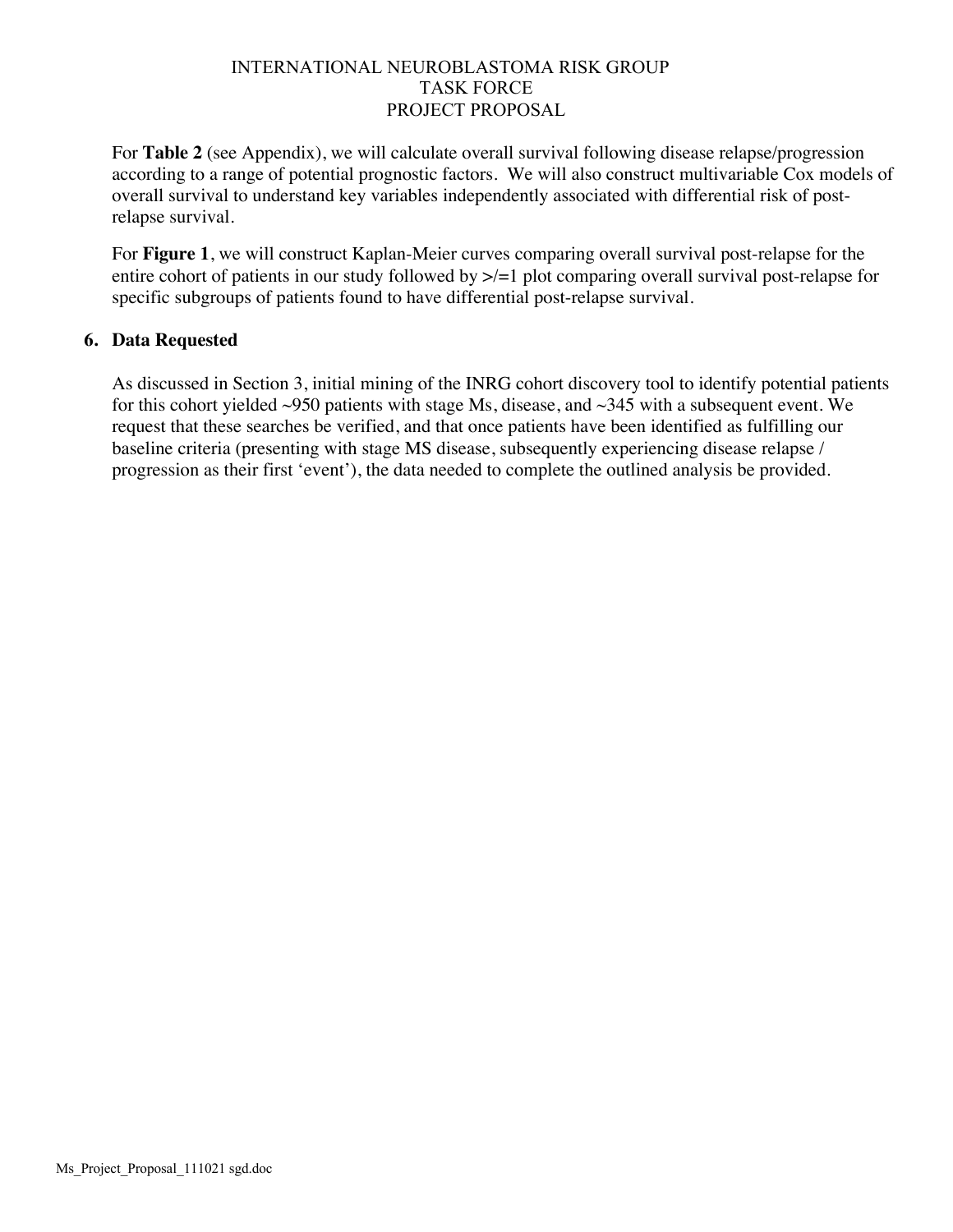For **Table 2** (see Appendix), we will calculate overall survival following disease relapse/progression according to a range of potential prognostic factors. We will also construct multivariable Cox models of overall survival to understand key variables independently associated with differential risk of post-relapse survival.

For **Figure 1**, we will construct Kaplan-Meier curves comparing overall survival post-relapse for the entire cohort of patients in our study followed by >/=1 plot comparing overall survival post-relapse for specific subgroups of patients found to have differential post-relapse survival.

## 6. Data Requested

As discussed in Section 3, initial mining of the INRG cohort discovery tool to identify potential patients for this cohort yielded ~950 patients with stage Ms, disease, and ~345 with a subsequent event. We request that these searches be verified, and that once patients have been identified as fulfilling our baseline criteria (presenting with stage MS disease, subsequently experiencing disease relapse / progression as their first 'event'), the data needed to complete the outlined analysis be provided.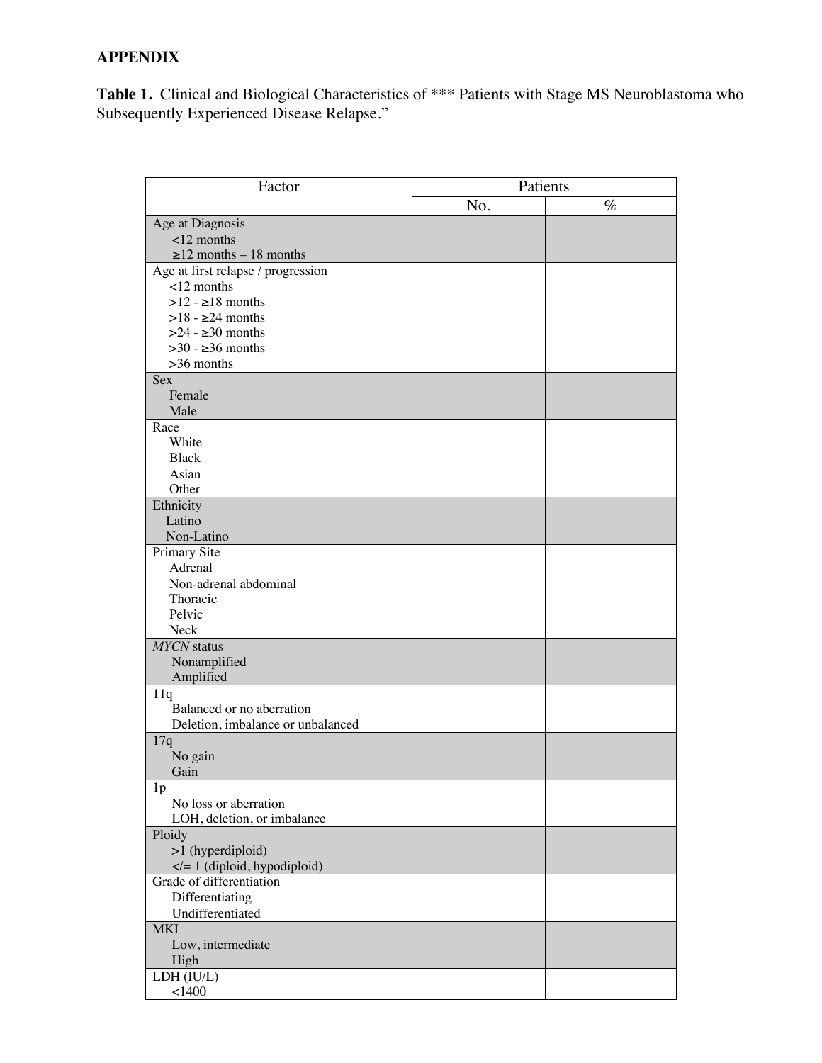**APPENDIX**

**Table 1.** Clinical and Biological Characteristics of *** Patients with Stage MS Neuroblastoma who Subsequently Experienced Disease Relapse."

| Factor | Patients | |
|---|---|---|
| | No. | % |
| Age at Diagnosis | | |
| <12 months | | |
| ≥12 months – 18 months | | |
| Age at first relapse / progression | | |
| <12 months | | |
| >12 - ≥18 months | | |
| >18 - ≥24 months | | |
| >24 - ≥30 months | | |
| >30 - ≥36 months | | |
| >36 months | | |
| Sex | | |
| Female | | |
| Male | | |
| Race | | |
| White | | |
| Black | | |
| Asian | | |
| Other | | |
| Ethnicity | | |
| Latino | | |
| Non-Latino | | |
| Primary Site | | |
| Adrenal | | |
| Non-adrenal abdominal | | |
| Thoracic | | |
| Pelvic | | |
| Neck | | |
| *MYCN* status | | |
| Nonamplified | | |
| Amplified | | |
| 11q | | |
| Balanced or no aberration | | |
| Deletion, imbalance or unbalanced | | |
| 17q | | |
| No gain | | |
| Gain | | |
| 1p | | |
| No loss or aberration | | |
| LOH, deletion, or imbalance | | |
| Ploidy | | |
| >1 (hyperdiploid) | | |
| </= 1 (diploid, hypodiploid) | | |
| Grade of differentiation | | |
| Differentiating | | |
| Undifferentiated | | |
| MKI | | |
| Low, intermediate | | |
| High | | |
| LDH (IU/L) | | |
| <1400 | | |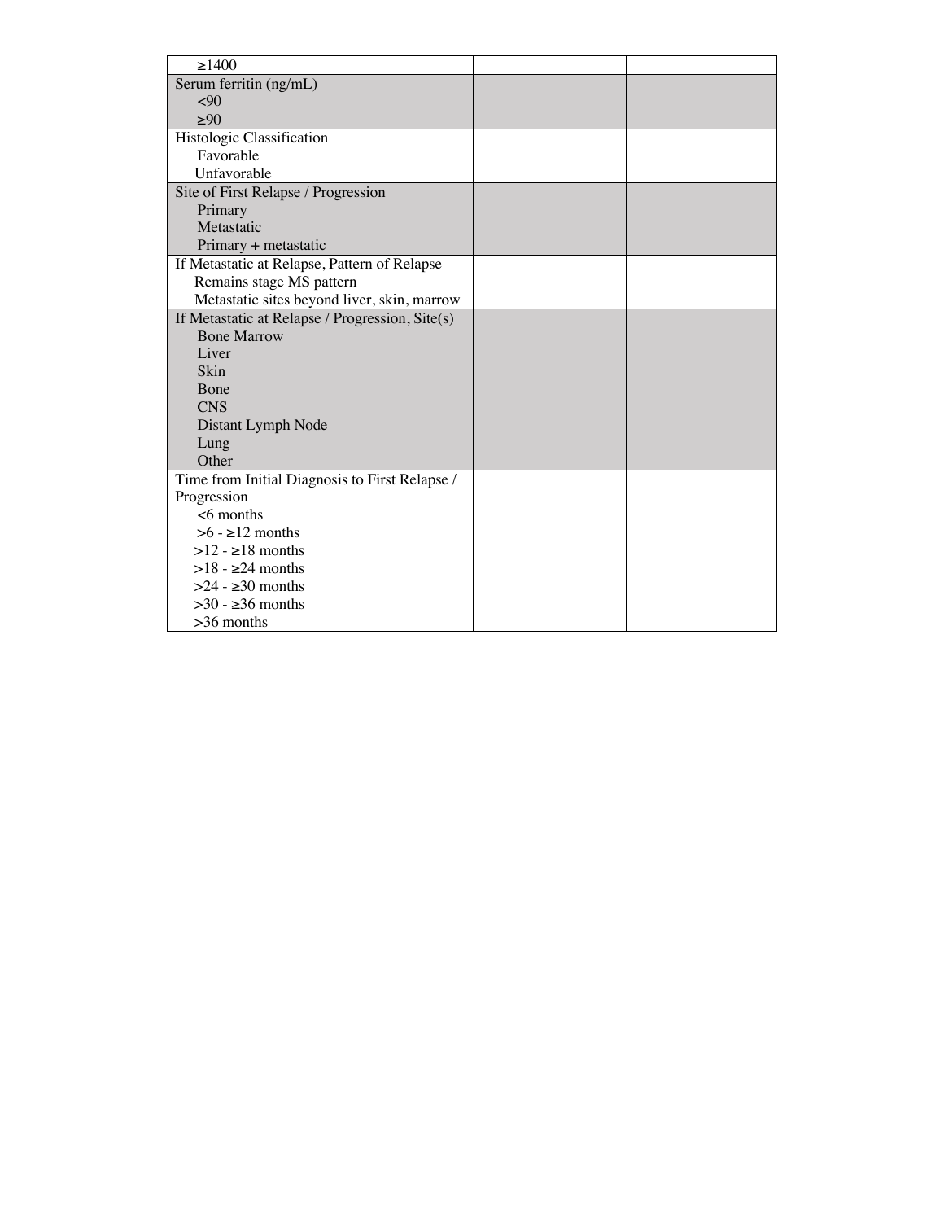| | | |
|---|---|---|
| ≥1400 | | |
| Serum ferritin (ng/mL)<br>&lt;90<br>≥90 | | |
| Histologic Classification<br>Favorable<br>Unfavorable | | |
| Site of First Relapse / Progression<br>Primary<br>Metastatic<br>Primary + metastatic | | |
| If Metastatic at Relapse, Pattern of Relapse<br>Remains stage MS pattern<br>Metastatic sites beyond liver, skin, marrow | | |
| If Metastatic at Relapse / Progression, Site(s)<br>Bone Marrow<br>Liver<br>Skin<br>Bone<br>CNS<br>Distant Lymph Node<br>Lung<br>Other | | |
| Time from Initial Diagnosis to First Relapse / Progression<br>&lt;6 months<br>&gt;6 - ≥12 months<br>&gt;12 - ≥18 months<br>&gt;18 - ≥24 months<br>&gt;24 - ≥30 months<br>&gt;30 - ≥36 months<br>&gt;36 months | | |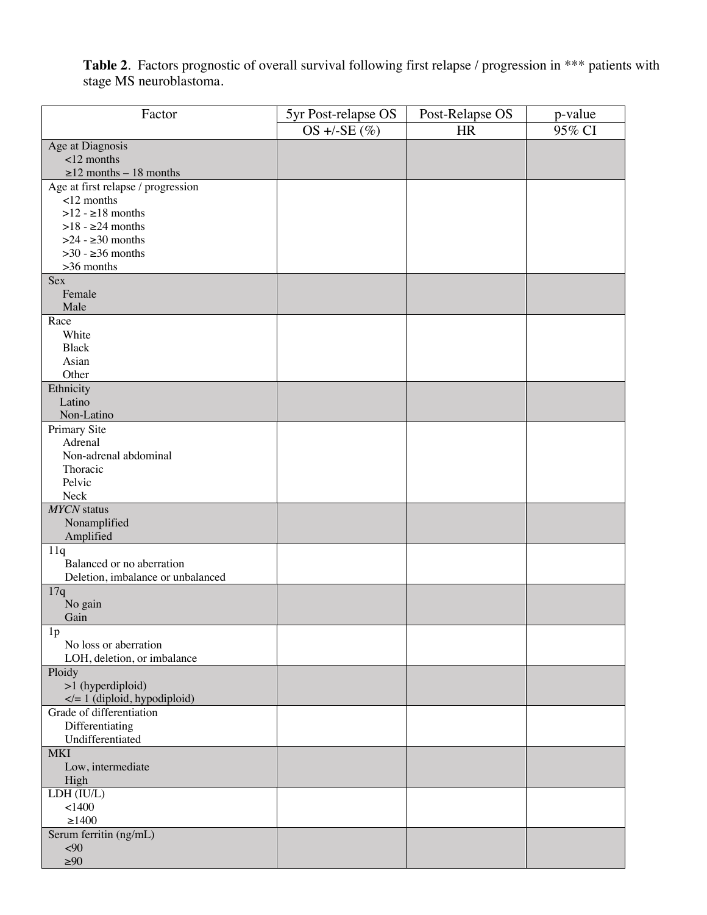**Table 2**. Factors prognostic of overall survival following first relapse / progression in *** patients with stage MS neuroblastoma.

| Factor | 5yr Post-relapse OS | Post-Relapse OS | p-value |
|---|---|---|---|
| | OS +/-SE (%) | HR | 95% CI |
| Age at Diagnosis | | | |
| <12 months | | | |
| ≥12 months – 18 months | | | |
| Age at first relapse / progression | | | |
| <12 months | | | |
| >12 - ≥18 months | | | |
| >18 - ≥24 months | | | |
| >24 - ≥30 months | | | |
| >30 - ≥36 months | | | |
| >36 months | | | |
| Sex | | | |
| Female | | | |
| Male | | | |
| Race | | | |
| White | | | |
| Black | | | |
| Asian | | | |
| Other | | | |
| Ethnicity | | | |
| Latino | | | |
| Non-Latino | | | |
| Primary Site | | | |
| Adrenal | | | |
| Non-adrenal abdominal | | | |
| Thoracic | | | |
| Pelvic | | | |
| Neck | | | |
| *MYCN* status | | | |
| Nonamplified | | | |
| Amplified | | | |
| 11q | | | |
| Balanced or no aberration | | | |
| Deletion, imbalance or unbalanced | | | |
| 17q | | | |
| No gain | | | |
| Gain | | | |
| 1p | | | |
| No loss or aberration | | | |
| LOH, deletion, or imbalance | | | |
| Ploidy | | | |
| >1 (hyperdiploid) | | | |
| </= 1 (diploid, hypodiploid) | | | |
| Grade of differentiation | | | |
| Differentiating | | | |
| Undifferentiated | | | |
| MKI | | | |
| Low, intermediate | | | |
| High | | | |
| LDH (IU/L) | | | |
| <1400 | | | |
| ≥1400 | | | |
| Serum ferritin (ng/mL) | | | |
| <90 | | | |
| ≥90 | | | |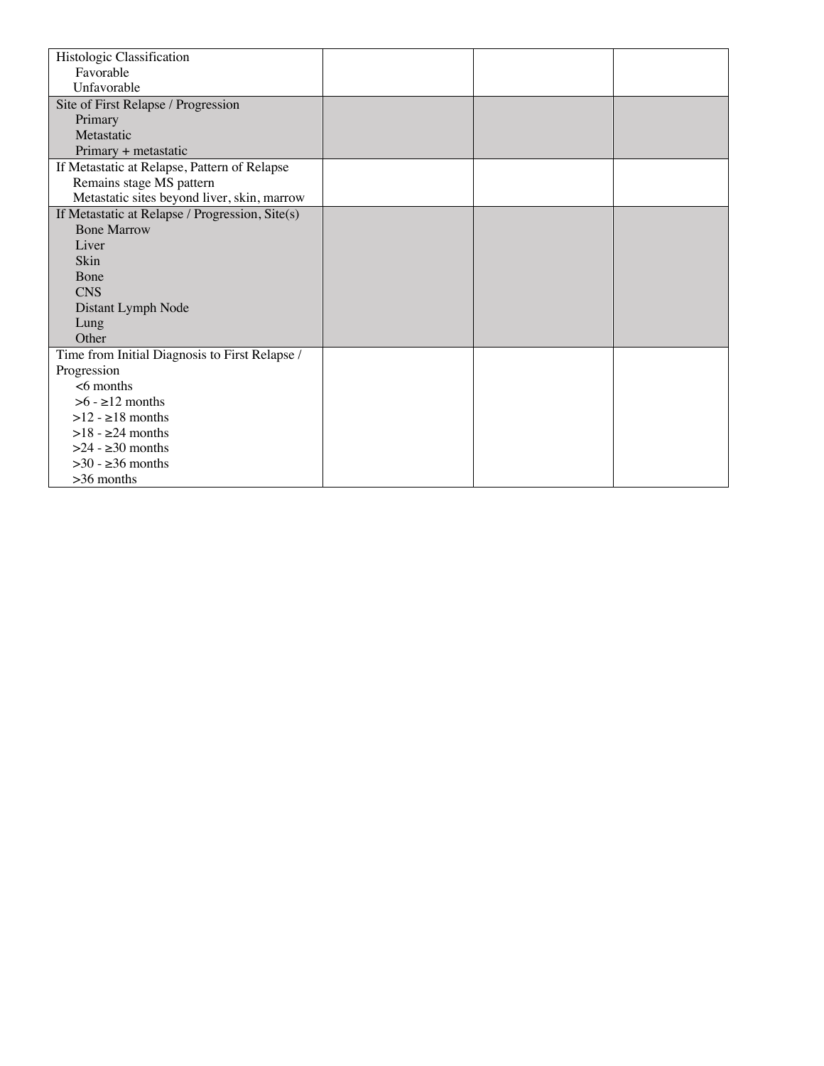| | | | |
|---|---|---|---|
| Histologic Classification<br>Favorable<br>Unfavorable | | | |
| Site of First Relapse / Progression<br>Primary<br>Metastatic<br>Primary + metastatic | | | |
| If Metastatic at Relapse, Pattern of Relapse<br>Remains stage MS pattern<br>Metastatic sites beyond liver, skin, marrow | | | |
| If Metastatic at Relapse / Progression, Site(s)<br>Bone Marrow<br>Liver<br>Skin<br>Bone<br>CNS<br>Distant Lymph Node<br>Lung<br>Other | | | |
| Time from Initial Diagnosis to First Relapse / Progression<br><6 months<br>>6 - ≥12 months<br>>12 - ≥18 months<br>>18 - ≥24 months<br>>24 - ≥30 months<br>>30 - ≥36 months<br>>36 months | | | |